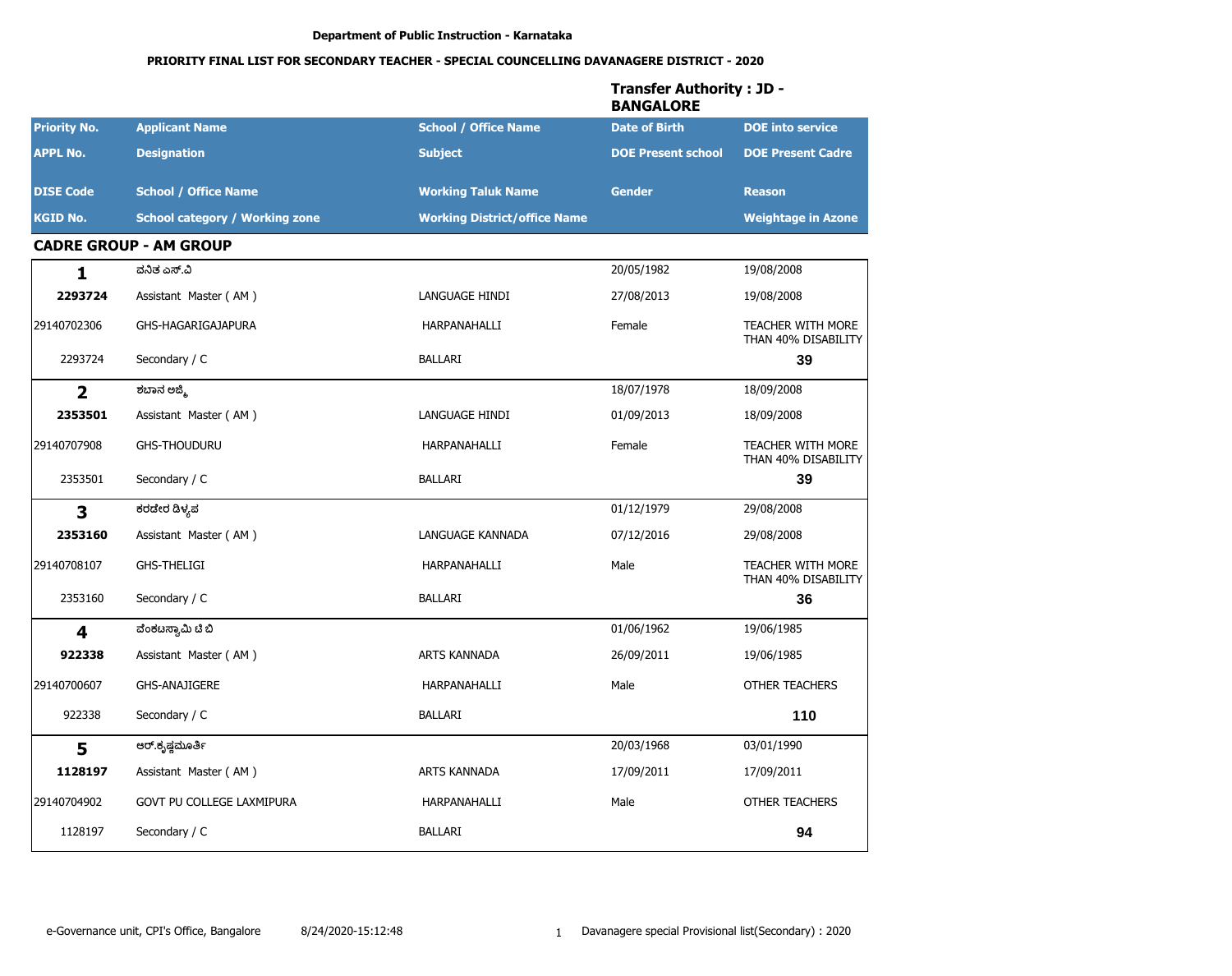Department of Public Instruction - Karnataka

**PRIORITY FINAL LIST FOR SECONDARY TEACHER - SPECIAL COUNCELLING DAVANAGERE DISTRICT - 2020**

**Transfer Authority : JD - BANGALORE**

| Priority No. / APPL No. / DISE Code / KGID No. | Applicant Name / Designation / School / Office Name / School category / Working zone | School / Office Name / Subject / Working Taluk Name / Working District/office Name | Date of Birth / DOE Present school / Gender | DOE into service / DOE Present Cadre / Reason / Weightage in Azone |
|---|---|---|---|---|

## CADRE GROUP - AM GROUP

| Priority No. / APPL No. / DISE Code / KGID No. | Applicant Name / Designation / School / Office Name / School category / Working zone | School / Office Name / Subject / Working Taluk Name / Working District/office Name | Date of Birth / DOE Present school / Gender | DOE into service / DOE Present Cadre / Reason / Weightage in Azone |
|---|---|---|---|---|
| **1** | ವನಿತ ಎಸ್.ವಿ | | 20/05/1982 | 19/08/2008 |
| **2293724** | Assistant Master ( AM ) | LANGUAGE HINDI | 27/08/2013 | 19/08/2008 |
| 29140702306 | GHS-HAGARIGAJAPURA | HARPANAHALLI | Female | TEACHER WITH MORE THAN 40% DISABILITY |
| 2293724 | Secondary / C | BALLARI | | **39** |
| **2** | ಶಬಾನ ಅಜ್ಮಿ | | 18/07/1978 | 18/09/2008 |
| **2353501** | Assistant Master ( AM ) | LANGUAGE HINDI | 01/09/2013 | 18/09/2008 |
| 29140707908 | GHS-THOUDURU | HARPANAHALLI | Female | TEACHER WITH MORE THAN 40% DISABILITY |
| 2353501 | Secondary / C | BALLARI | | **39** |
| **3** | ಕರಡೇರ ಡಿಳ್ಳಪ | | 01/12/1979 | 29/08/2008 |
| **2353160** | Assistant Master ( AM ) | LANGUAGE KANNADA | 07/12/2016 | 29/08/2008 |
| 29140708107 | GHS-THELIGI | HARPANAHALLI | Male | TEACHER WITH MORE THAN 40% DISABILITY |
| 2353160 | Secondary / C | BALLARI | | **36** |
| **4** | ವೆಂಕಟಸ್ವಾಮಿ ಟಿ ಬಿ | | 01/06/1962 | 19/06/1985 |
| **922338** | Assistant Master ( AM ) | ARTS KANNADA | 26/09/2011 | 19/06/1985 |
| 29140700607 | GHS-ANAJIGERE | HARPANAHALLI | Male | OTHER TEACHERS |
| 922338 | Secondary / C | BALLARI | | **110** |
| **5** | ಆರ್.ಕೃಷ್ಣಮೂರ್ತಿ | | 20/03/1968 | 03/01/1990 |
| **1128197** | Assistant Master ( AM ) | ARTS KANNADA | 17/09/2011 | 17/09/2011 |
| 29140704902 | GOVT PU COLLEGE LAXMIPURA | HARPANAHALLI | Male | OTHER TEACHERS |
| 1128197 | Secondary / C | BALLARI | | **94** |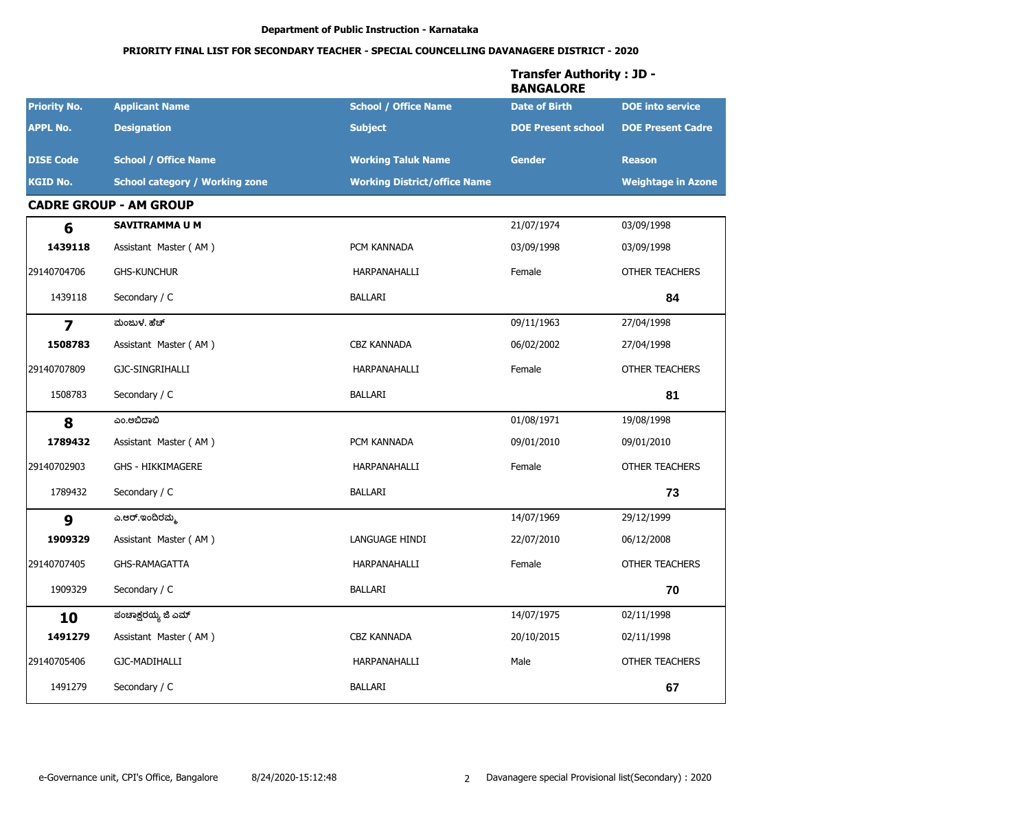Department of Public Instruction - Karnataka

**PRIORITY FINAL LIST FOR SECONDARY TEACHER - SPECIAL COUNCELLING DAVANAGERE DISTRICT - 2020**

**Transfer Authority : JD - BANGALORE**

| Priority No. | Applicant Name | School / Office Name | Date of Birth | DOE into service |
|---|---|---|---|---|
| **APPL No.** | **Designation** | **Subject** | **DOE Present school** | **DOE Present Cadre** |
| **DISE Code** | **School / Office Name** | **Working Taluk Name** | **Gender** | **Reason** |
| **KGID No.** | **School category / Working zone** | **Working District/office Name** | | **Weightage in Azone** |

### CADRE GROUP - AM GROUP

| Priority No. | Applicant Name | School / Office Name | Date of Birth | DOE into service |
|---|---|---|---|---|
| **6** | **SAVITRAMMA U M** | | 21/07/1974 | 03/09/1998 |
| **1439118** | Assistant Master ( AM ) | PCM KANNADA | 03/09/1998 | 03/09/1998 |
| 29140704706 | GHS-KUNCHUR | HARPANAHALLI | Female | OTHER TEACHERS |
| 1439118 | Secondary / C | BALLARI | | **84** |
| **7** | ಮಂಜುಳ. ಹೆಚ್ | | 09/11/1963 | 27/04/1998 |
| **1508783** | Assistant Master ( AM ) | CBZ KANNADA | 06/02/2002 | 27/04/1998 |
| 29140707809 | GJC-SINGRIHALLI | HARPANAHALLI | Female | OTHER TEACHERS |
| 1508783 | Secondary / C | BALLARI | | **81** |
| **8** | ಎಂ.ಅಬಿದಾಬಿ | | 01/08/1971 | 19/08/1998 |
| **1789432** | Assistant Master ( AM ) | PCM KANNADA | 09/01/2010 | 09/01/2010 |
| 29140702903 | GHS - HIKKIMAGERE | HARPANAHALLI | Female | OTHER TEACHERS |
| 1789432 | Secondary / C | BALLARI | | **73** |
| **9** | ಎ.ಆರ್.ಇಂದಿರಮ್ಮ | | 14/07/1969 | 29/12/1999 |
| **1909329** | Assistant Master ( AM ) | LANGUAGE HINDI | 22/07/2010 | 06/12/2008 |
| 29140707405 | GHS-RAMAGATTA | HARPANAHALLI | Female | OTHER TEACHERS |
| 1909329 | Secondary / C | BALLARI | | **70** |
| **10** | ಪಂಚಾಕ್ಷರಯ್ಯ ಜಿ ಎಮ್ | | 14/07/1975 | 02/11/1998 |
| **1491279** | Assistant Master ( AM ) | CBZ KANNADA | 20/10/2015 | 02/11/1998 |
| 29140705406 | GJC-MADIHALLI | HARPANAHALLI | Male | OTHER TEACHERS |
| 1491279 | Secondary / C | BALLARI | | **67** |

e-Governance unit, CPI's Office, Bangalore 8/24/2020-15:12:48 Davanagere special Provisional list(Secondary) : 2020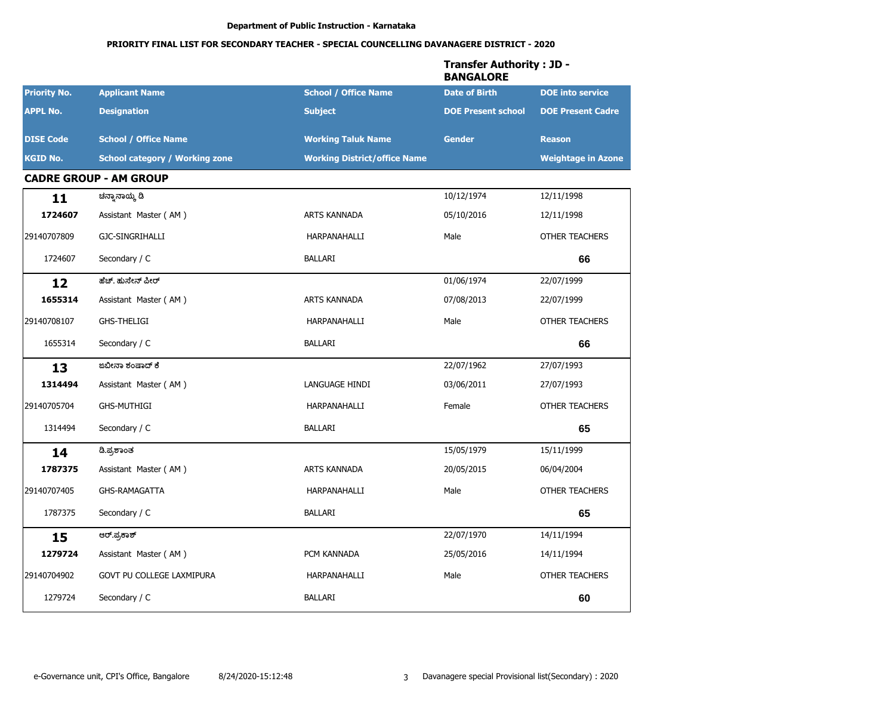Department of Public Instruction - Karnataka

PRIORITY FINAL LIST FOR SECONDARY TEACHER - SPECIAL COUNCELLING DAVANAGERE DISTRICT - 2020

**Transfer Authority : JD - BANGALORE**

| Priority No. / APPL No. / DISE Code / KGID No. | Applicant Name / Designation / School / Office Name / School category / Working zone | School / Office Name / Subject / Working Taluk Name / Working District/office Name | Date of Birth / DOE Present school / Gender | DOE into service / DOE Present Cadre / Reason / Weightage in Azone |
|---|---|---|---|---|
| **CADRE GROUP - AM GROUP** | | | | |
| **11** | ಚನ್ನಾನಾಯ್ಕ ಡಿ | | 10/12/1974 | 12/11/1998 |
| **1724607** | Assistant Master ( AM ) | ARTS KANNADA | 05/10/2016 | 12/11/1998 |
| 29140707809 | GJC-SINGRIHALLI | HARPANAHALLI | Male | OTHER TEACHERS |
| 1724607 | Secondary / C | BALLARI | | **66** |
| **12** | ಹೆಚ್. ಹುಸೇನ್ ಪೀರ್ | | 01/06/1974 | 22/07/1999 |
| **1655314** | Assistant Master ( AM ) | ARTS KANNADA | 07/08/2013 | 22/07/1999 |
| 29140708107 | GHS-THELIGI | HARPANAHALLI | Male | OTHER TEACHERS |
| 1655314 | Secondary / C | BALLARI | | **66** |
| **13** | ಜಬೀನಾ ಶಂಷಾದ್ ಕೆ | | 22/07/1962 | 27/07/1993 |
| **1314494** | Assistant Master ( AM ) | LANGUAGE HINDI | 03/06/2011 | 27/07/1993 |
| 29140705704 | GHS-MUTHIGI | HARPANAHALLI | Female | OTHER TEACHERS |
| 1314494 | Secondary / C | BALLARI | | **65** |
| **14** | ಡಿ.ಪ್ರಶಾಂತ | | 15/05/1979 | 15/11/1999 |
| **1787375** | Assistant Master ( AM ) | ARTS KANNADA | 20/05/2015 | 06/04/2004 |
| 29140707405 | GHS-RAMAGATTA | HARPANAHALLI | Male | OTHER TEACHERS |
| 1787375 | Secondary / C | BALLARI | | **65** |
| **15** | ಆರ್.ಪ್ರಕಾಶ್ | | 22/07/1970 | 14/11/1994 |
| **1279724** | Assistant Master ( AM ) | PCM KANNADA | 25/05/2016 | 14/11/1994 |
| 29140704902 | GOVT PU COLLEGE LAXMIPURA | HARPANAHALLI | Male | OTHER TEACHERS |
| 1279724 | Secondary / C | BALLARI | | **60** |

e-Governance unit, CPI's Office, Bangalore 8/24/2020-15:12:48 Davanagere special Provisional list(Secondary) : 2020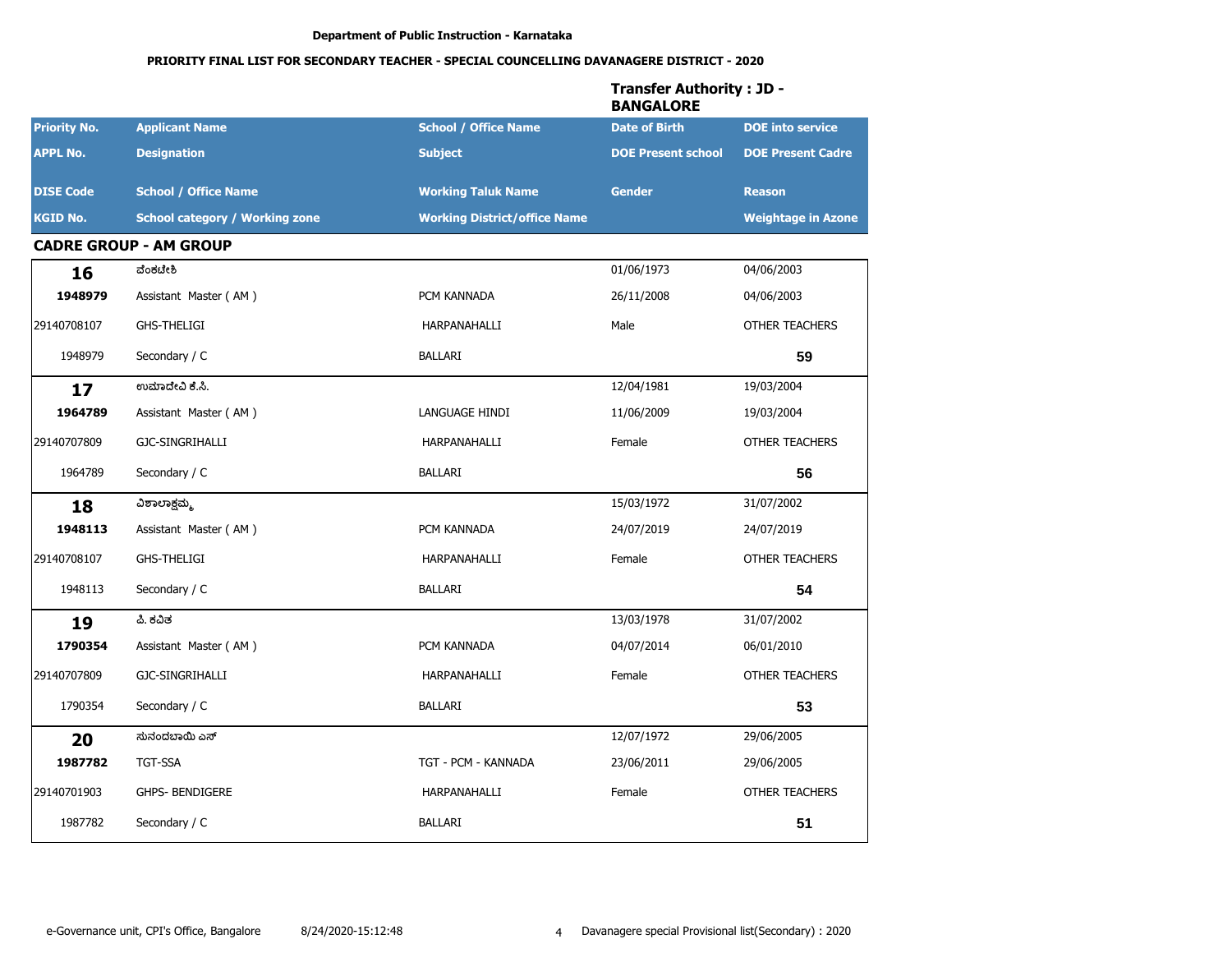Department of Public Instruction - Karnataka

**PRIORITY FINAL LIST FOR SECONDARY TEACHER - SPECIAL COUNCELLING DAVANAGERE DISTRICT - 2020**

**Transfer Authority : JD - BANGALORE**

| Priority No. / APPL No. / DISE Code / KGID No. | Applicant Name / Designation / School / Office Name / School category / Working zone | School / Office Name / Subject / Working Taluk Name / Working District/office Name | Date of Birth / DOE Present school / Gender | DOE into service / DOE Present Cadre / Reason / Weightage in Azone |
|---|---|---|---|---|

**CADRE GROUP - AM GROUP**

| Priority No. | Applicant Name | School / Office Name | Date of Birth | DOE into service |
|---|---|---|---|---|
| APPL No. | Designation | Subject | DOE Present school | DOE Present Cadre |
| DISE Code | School / Office Name | Working Taluk Name | Gender | Reason |
| KGID No. | School category / Working zone | Working District/office Name | | Weightage in Azone |
| **16** | ವೆಂಕಟೇಶಿ | | 01/06/1973 | 04/06/2003 |
| **1948979** | Assistant Master ( AM ) | PCM KANNADA | 26/11/2008 | 04/06/2003 |
| 29140708107 | GHS-THELIGI | HARPANAHALLI | Male | OTHER TEACHERS |
| 1948979 | Secondary / C | BALLARI | | **59** |
| **17** | ಉಮಾದೇವಿ ಕೆ.ಸಿ. | | 12/04/1981 | 19/03/2004 |
| **1964789** | Assistant Master ( AM ) | LANGUAGE HINDI | 11/06/2009 | 19/03/2004 |
| 29140707809 | GJC-SINGRIHALLI | HARPANAHALLI | Female | OTHER TEACHERS |
| 1964789 | Secondary / C | BALLARI | | **56** |
| **18** | ವಿಶಾಲಾಕ್ಷಮ್ಮ | | 15/03/1972 | 31/07/2002 |
| **1948113** | Assistant Master ( AM ) | PCM KANNADA | 24/07/2019 | 24/07/2019 |
| 29140708107 | GHS-THELIGI | HARPANAHALLI | Female | OTHER TEACHERS |
| 1948113 | Secondary / C | BALLARI | | **54** |
| **19** | ಪಿ. ಕವಿತ | | 13/03/1978 | 31/07/2002 |
| **1790354** | Assistant Master ( AM ) | PCM KANNADA | 04/07/2014 | 06/01/2010 |
| 29140707809 | GJC-SINGRIHALLI | HARPANAHALLI | Female | OTHER TEACHERS |
| 1790354 | Secondary / C | BALLARI | | **53** |
| **20** | ಸುನಂದಬಾಯಿ ಎಸ್ | | 12/07/1972 | 29/06/2005 |
| **1987782** | TGT-SSA | TGT - PCM - KANNADA | 23/06/2011 | 29/06/2005 |
| 29140701903 | GHPS- BENDIGERE | HARPANAHALLI | Female | OTHER TEACHERS |
| 1987782 | Secondary / C | BALLARI | | **51** |

e-Governance unit, CPI's Office, Bangalore 8/24/2020-15:12:48 Davanagere special Provisional list(Secondary) : 2020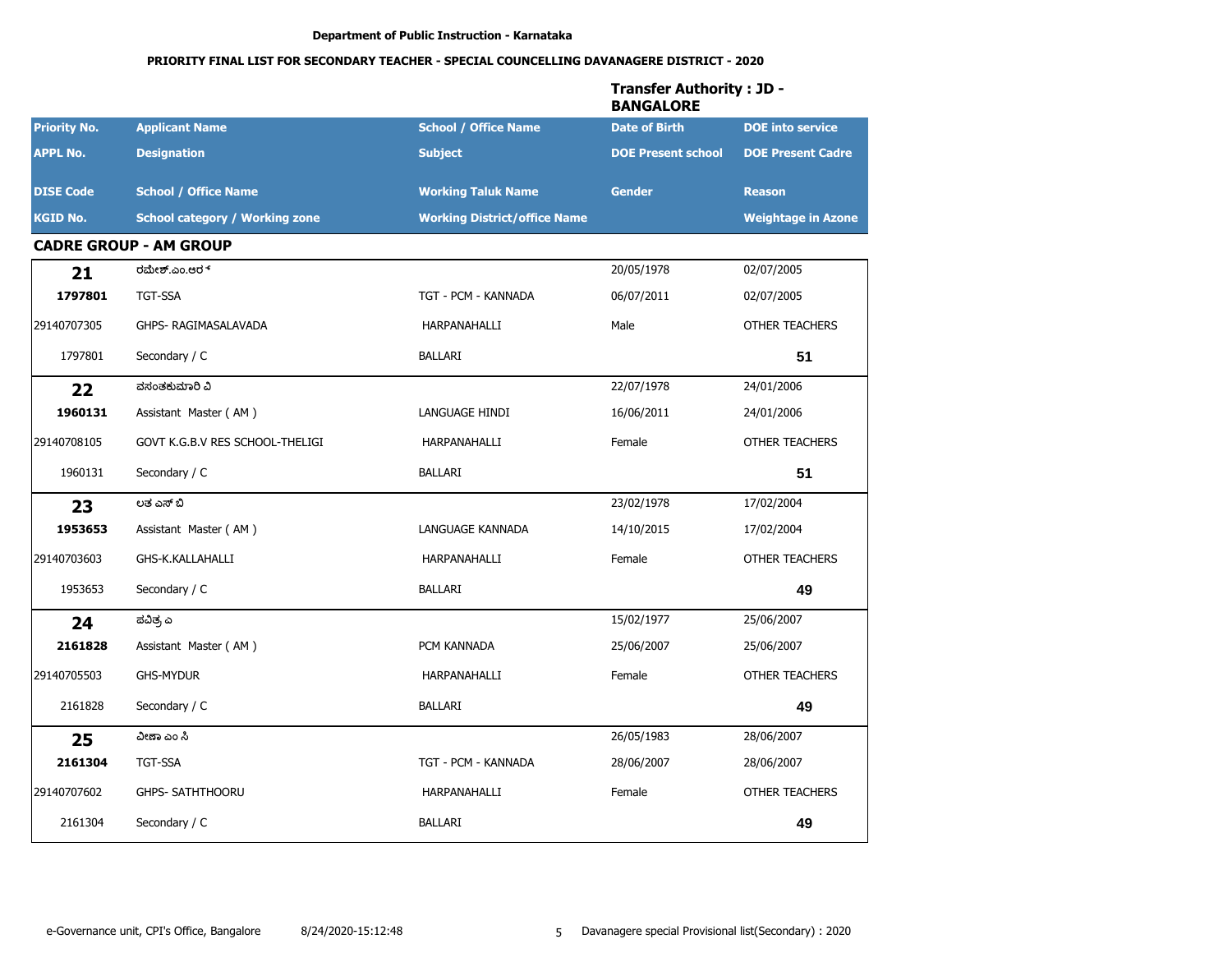**Department of Public Instruction - Karnataka**

**PRIORITY FINAL LIST FOR SECONDARY TEACHER - SPECIAL COUNCELLING DAVANAGERE DISTRICT - 2020**

**Transfer Authority : JD - BANGALORE**

| Priority No. / APPL No. / DISE Code / KGID No. | Applicant Name / Designation / School / Office Name / School category / Working zone | School / Office Name / Subject / Working Taluk Name / Working District/office Name | Date of Birth / DOE Present school / Gender | DOE into service / DOE Present Cadre / Reason / Weightage in Azone |
|---|---|---|---|---|
| **CADRE GROUP - AM GROUP** | | | | |
| **21** | ರಮೇಶ್.ಎಂ.ಆರ್ | | 20/05/1978 | 02/07/2005 |
| **1797801** | TGT-SSA | TGT - PCM - KANNADA | 06/07/2011 | 02/07/2005 |
| 29140707305 | GHPS- RAGIMASALAVADA | HARPANAHALLI | Male | OTHER TEACHERS |
| 1797801 | Secondary / C | BALLARI | | **51** |
| **22** | ವಸಂತಕುಮಾರಿ ವಿ | | 22/07/1978 | 24/01/2006 |
| **1960131** | Assistant Master ( AM ) | LANGUAGE HINDI | 16/06/2011 | 24/01/2006 |
| 29140708105 | GOVT K.G.B.V RES SCHOOL-THELIGI | HARPANAHALLI | Female | OTHER TEACHERS |
| 1960131 | Secondary / C | BALLARI | | **51** |
| **23** | ಲತ ಎಸ್ ಬಿ | | 23/02/1978 | 17/02/2004 |
| **1953653** | Assistant Master ( AM ) | LANGUAGE KANNADA | 14/10/2015 | 17/02/2004 |
| 29140703603 | GHS-K.KALLAHALLI | HARPANAHALLI | Female | OTHER TEACHERS |
| 1953653 | Secondary / C | BALLARI | | **49** |
| **24** | ಪವಿತ್ರ ಎ | | 15/02/1977 | 25/06/2007 |
| **2161828** | Assistant Master ( AM ) | PCM KANNADA | 25/06/2007 | 25/06/2007 |
| 29140705503 | GHS-MYDUR | HARPANAHALLI | Female | OTHER TEACHERS |
| 2161828 | Secondary / C | BALLARI | | **49** |
| **25** | ವೀಣಾ ಎಂ ಸಿ | | 26/05/1983 | 28/06/2007 |
| **2161304** | TGT-SSA | TGT - PCM - KANNADA | 28/06/2007 | 28/06/2007 |
| 29140707602 | GHPS- SATHTHOORU | HARPANAHALLI | Female | OTHER TEACHERS |
| 2161304 | Secondary / C | BALLARI | | **49** |

e-Governance unit, CPI's Office, Bangalore 8/24/2020-15:12:48 Davanagere special Provisional list(Secondary) : 2020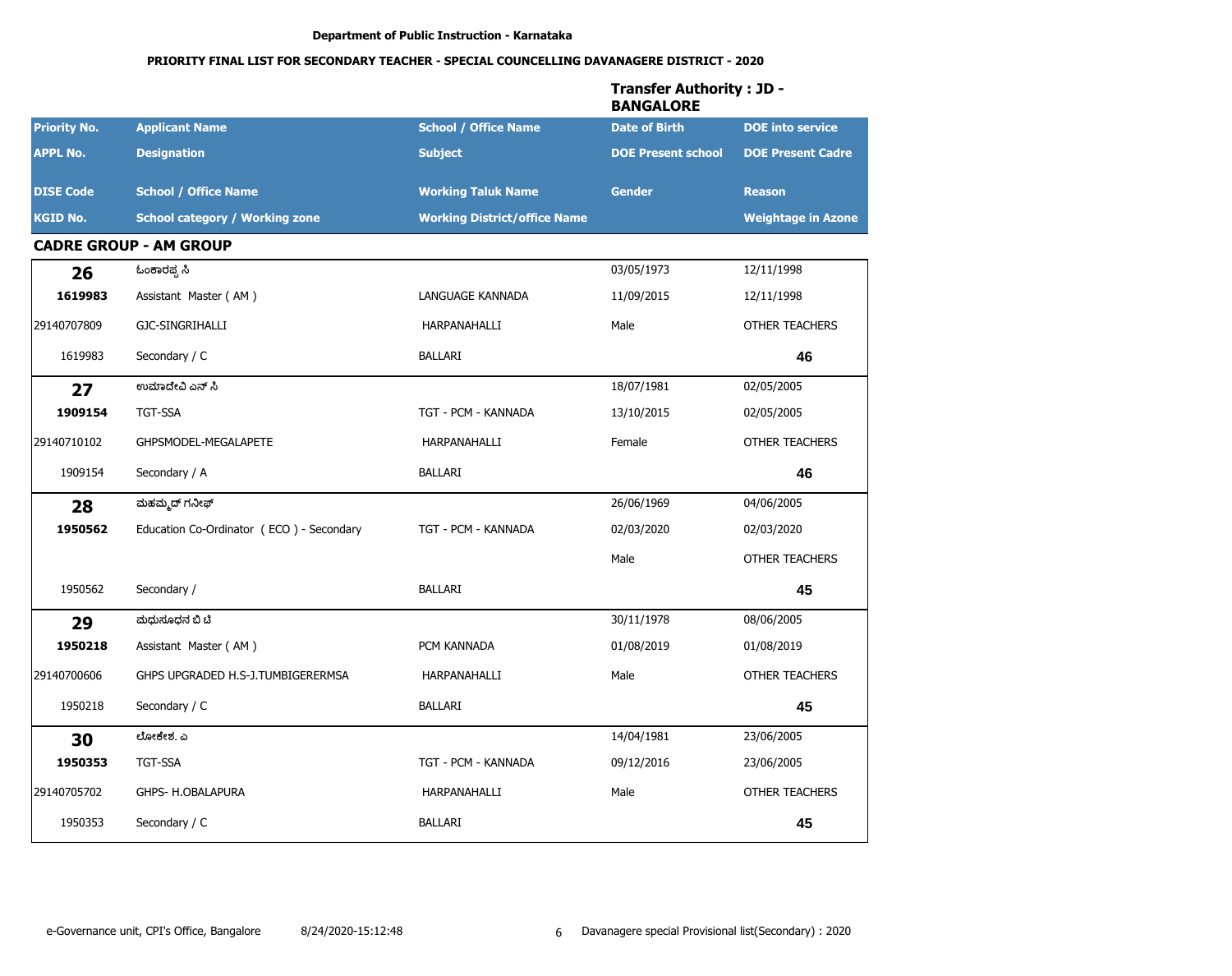Department of Public Instruction - Karnataka

**PRIORITY FINAL LIST FOR SECONDARY TEACHER - SPECIAL COUNCELLING DAVANAGERE DISTRICT - 2020**

**Transfer Authority : JD - BANGALORE**

| Priority No. | Applicant Name | School / Office Name | Date of Birth | DOE into service |
|---|---|---|---|---|
| **APPL No.** | **Designation** | **Subject** | **DOE Present school** | **DOE Present Cadre** |
| **DISE Code** | **School / Office Name** | **Working Taluk Name** | **Gender** | **Reason** |
| **KGID No.** | **School category / Working zone** | **Working District/office Name** | | **Weightage in Azone** |
| **CADRE GROUP - AM GROUP** | | | | |
| **26** | ಓಂಕಾರಪ್ಪ ಸಿ | | 03/05/1973 | 12/11/1998 |
| **1619983** | Assistant Master ( AM ) | LANGUAGE KANNADA | 11/09/2015 | 12/11/1998 |
| 29140707809 | GJC-SINGRIHALLI | HARPANAHALLI | Male | OTHER TEACHERS |
| 1619983 | Secondary / C | BALLARI | | **46** |
| **27** | ಉಮಾದೇವಿ ಎನ್ ಸಿ | | 18/07/1981 | 02/05/2005 |
| **1909154** | TGT-SSA | TGT - PCM - KANNADA | 13/10/2015 | 02/05/2005 |
| 29140710102 | GHPSMODEL-MEGALAPETE | HARPANAHALLI | Female | OTHER TEACHERS |
| 1909154 | Secondary / A | BALLARI | | **46** |
| **28** | ಮಹಮ್ಮದ್ ಗನೀಫ್ | | 26/06/1969 | 04/06/2005 |
| **1950562** | Education Co-Ordinator ( ECO ) - Secondary | TGT - PCM - KANNADA | 02/03/2020 | 02/03/2020 |
| | | | Male | OTHER TEACHERS |
| 1950562 | Secondary / | BALLARI | | **45** |
| **29** | ಮಧುಸೂಧನ ಬಿ ಟಿ | | 30/11/1978 | 08/06/2005 |
| **1950218** | Assistant Master ( AM ) | PCM KANNADA | 01/08/2019 | 01/08/2019 |
| 29140700606 | GHPS UPGRADED H.S-J.TUMBIGERERMSA | HARPANAHALLI | Male | OTHER TEACHERS |
| 1950218 | Secondary / C | BALLARI | | **45** |
| **30** | ಲೋಕೇಶ. ಎ | | 14/04/1981 | 23/06/2005 |
| **1950353** | TGT-SSA | TGT - PCM - KANNADA | 09/12/2016 | 23/06/2005 |
| 29140705702 | GHPS- H.OBALAPURA | HARPANAHALLI | Male | OTHER TEACHERS |
| 1950353 | Secondary / C | BALLARI | | **45** |

e-Governance unit, CPI's Office, Bangalore 8/24/2020-15:12:48 Davanagere special Provisional list(Secondary) : 2020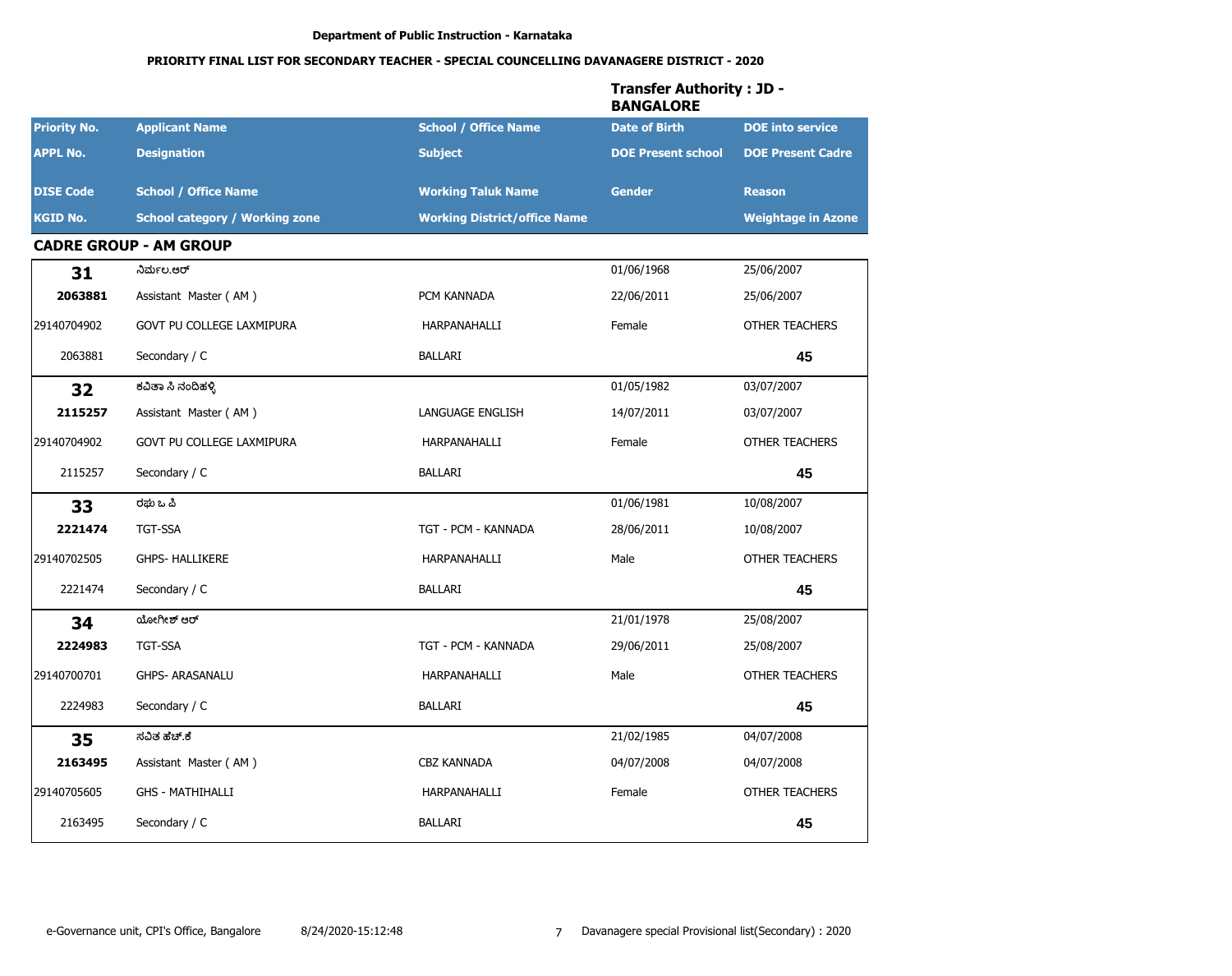Department of Public Instruction - Karnataka

PRIORITY FINAL LIST FOR SECONDARY TEACHER - SPECIAL COUNCELLING DAVANAGERE DISTRICT - 2020

**Transfer Authority : JD - BANGALORE**

| Priority No. | Applicant Name | School / Office Name | Date of Birth | DOE into service |
|---|---|---|---|---|
| **APPL No.** | **Designation** | **Subject** | **DOE Present school** | **DOE Present Cadre** |
| **DISE Code** | **School / Office Name** | **Working Taluk Name** | **Gender** | **Reason** |
| **KGID No.** | **School category / Working zone** | **Working District/office Name** | | **Weightage in Azone** |

## CADRE GROUP - AM GROUP

| Priority No. | Applicant Name | School / Office Name | Date of Birth | DOE into service |
|---|---|---|---|---|
| **31** | ನಿರ್ಮಲ.ಆರ್ | | 01/06/1968 | 25/06/2007 |
| **2063881** | Assistant Master ( AM ) | PCM KANNADA | 22/06/2011 | 25/06/2007 |
| 29140704902 | GOVT PU COLLEGE LAXMIPURA | HARPANAHALLI | Female | OTHER TEACHERS |
| 2063881 | Secondary / C | BALLARI | | **45** |
| **32** | ಕವಿತಾ ಸಿ ನಂದಿಹಳ್ಳಿ | | 01/05/1982 | 03/07/2007 |
| **2115257** | Assistant Master ( AM ) | LANGUAGE ENGLISH | 14/07/2011 | 03/07/2007 |
| 29140704902 | GOVT PU COLLEGE LAXMIPURA | HARPANAHALLI | Female | OTHER TEACHERS |
| 2115257 | Secondary / C | BALLARI | | **45** |
| **33** | ರಘು ಒ ಪಿ | | 01/06/1981 | 10/08/2007 |
| **2221474** | TGT-SSA | TGT - PCM - KANNADA | 28/06/2011 | 10/08/2007 |
| 29140702505 | GHPS- HALLIKERE | HARPANAHALLI | Male | OTHER TEACHERS |
| 2221474 | Secondary / C | BALLARI | | **45** |
| **34** | ಯೋಗೀಶ್ ಆರ್ | | 21/01/1978 | 25/08/2007 |
| **2224983** | TGT-SSA | TGT - PCM - KANNADA | 29/06/2011 | 25/08/2007 |
| 29140700701 | GHPS- ARASANALU | HARPANAHALLI | Male | OTHER TEACHERS |
| 2224983 | Secondary / C | BALLARI | | **45** |
| **35** | ಸವಿತ ಹೆಚ್.ಕೆ | | 21/02/1985 | 04/07/2008 |
| **2163495** | Assistant Master ( AM ) | CBZ KANNADA | 04/07/2008 | 04/07/2008 |
| 29140705605 | GHS - MATHIHALLI | HARPANAHALLI | Female | OTHER TEACHERS |
| 2163495 | Secondary / C | BALLARI | | **45** |

e-Governance unit, CPI's Office, Bangalore 8/24/2020-15:12:48 Davanagere special Provisional list(Secondary) : 2020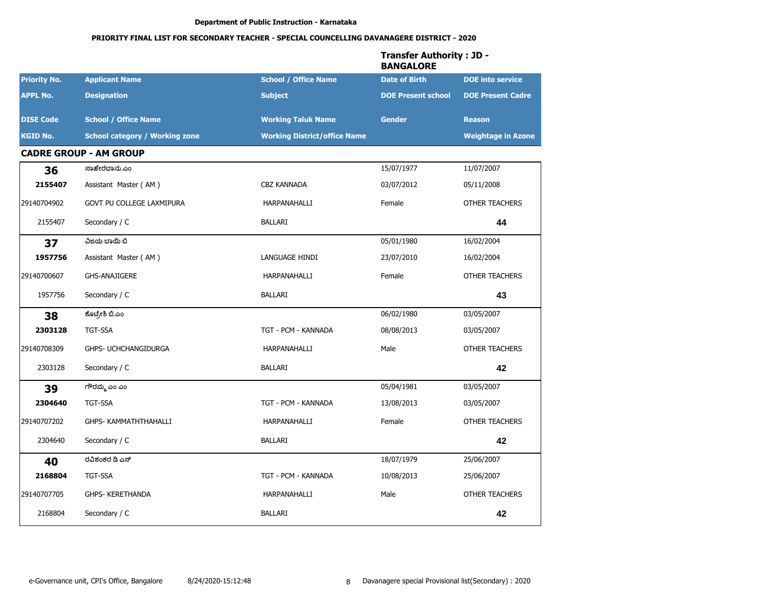Department of Public Instruction - Karnataka

**PRIORITY FINAL LIST FOR SECONDARY TEACHER - SPECIAL COUNCELLING DAVANAGERE DISTRICT - 2020**

**Transfer Authority : JD - BANGALORE**

| Priority No. | Applicant Name | School / Office Name | Date of Birth | DOE into service |
|---|---|---|---|---|
| **APPL No.** | **Designation** | **Subject** | **DOE Present school** | **DOE Present Cadre** |
| **DISE Code** | **School / Office Name** | **Working Taluk Name** | **Gender** | **Reason** |
| **KGID No.** | **School category / Working zone** | **Working District/office Name** | | **Weightage in Azone** |

## CADRE GROUP - AM GROUP

| Priority No. | Applicant Name | School / Office Name | Date of Birth | DOE into service |
|---|---|---|---|---|
| **36** | ಸಾಹೇರಬಾನು.ಎಂ | | 15/07/1977 | 11/07/2007 |
| **2155407** | Assistant Master ( AM ) | CBZ KANNADA | 03/07/2012 | 05/11/2008 |
| 29140704902 | GOVT PU COLLEGE LAXMIPURA | HARPANAHALLI | Female | OTHER TEACHERS |
| 2155407 | Secondary / C | BALLARI | | **44** |
| **37** | ವಿಜಯ ಬಾಯಿ ಬಿ | | 05/01/1980 | 16/02/2004 |
| **1957756** | Assistant Master ( AM ) | LANGUAGE HINDI | 23/07/2010 | 16/02/2004 |
| 29140700607 | GHS-ANAJIGERE | HARPANAHALLI | Female | OTHER TEACHERS |
| 1957756 | Secondary / C | BALLARI | | **43** |
| **38** | ಕೊಟ್ರೇಶಿ ಬಿ.ಎಂ | | 06/02/1980 | 03/05/2007 |
| **2303128** | TGT-SSA | TGT - PCM - KANNADA | 08/08/2013 | 03/05/2007 |
| 29140708309 | GHPS- UCHCHANGIDURGA | HARPANAHALLI | Male | OTHER TEACHERS |
| 2303128 | Secondary / C | BALLARI | | **42** |
| **39** | ಗೌರಮ್ಮ ಎಂ ಎಂ | | 05/04/1981 | 03/05/2007 |
| **2304640** | TGT-SSA | TGT - PCM - KANNADA | 13/08/2013 | 03/05/2007 |
| 29140707202 | GHPS- KAMMATHTHAHALLI | HARPANAHALLI | Female | OTHER TEACHERS |
| 2304640 | Secondary / C | BALLARI | | **42** |
| **40** | ರವಿಶಂಕರ ಡಿ ಎಸ್ | | 18/07/1979 | 25/06/2007 |
| **2168804** | TGT-SSA | TGT - PCM - KANNADA | 10/08/2013 | 25/06/2007 |
| 29140707705 | GHPS- KERETHANDA | HARPANAHALLI | Male | OTHER TEACHERS |
| 2168804 | Secondary / C | BALLARI | | **42** |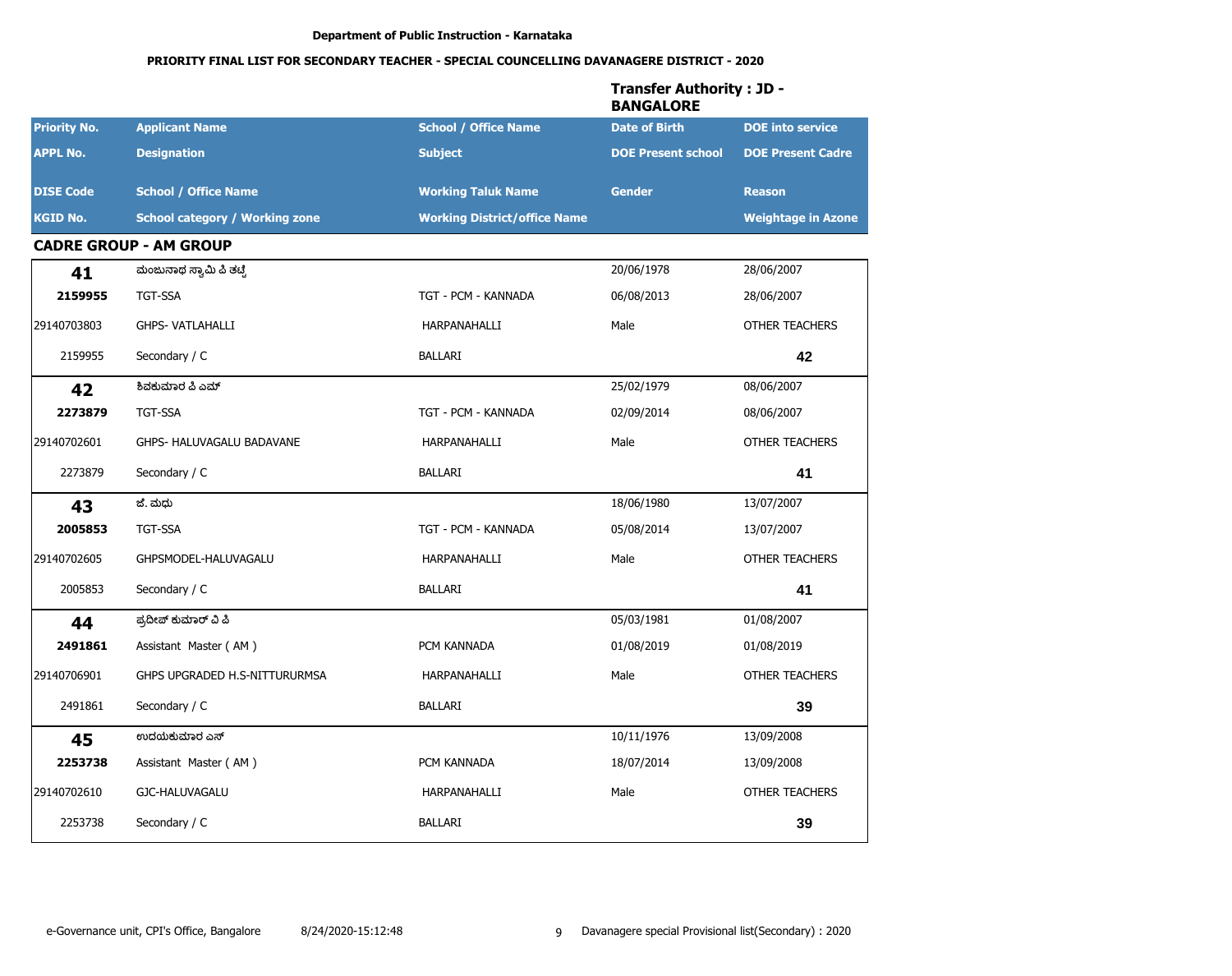**Department of Public Instruction - Karnataka**

**PRIORITY FINAL LIST FOR SECONDARY TEACHER - SPECIAL COUNCELLING DAVANAGERE DISTRICT - 2020**

**Transfer Authority : JD - BANGALORE**

| Priority No. / APPL No. / DISE Code / KGID No. | Applicant Name / Designation / School / Office Name / School category / Working zone | School / Office Name / Subject / Working Taluk Name / Working District/office Name | Date of Birth / DOE Present school / Gender | DOE into service / DOE Present Cadre / Reason / Weightage in Azone |
|---|---|---|---|---|

**CADRE GROUP - AM GROUP**

| Priority No. | Applicant Name | School / Office Name | Date of Birth | DOE into service |
|---|---|---|---|---|
| APPL No. | Designation | Subject | DOE Present school | DOE Present Cadre |
| DISE Code | School / Office Name | Working Taluk Name | Gender | Reason |
| KGID No. | School category / Working zone | Working District/office Name | | Weightage in Azone |
| **41** | ಮಂಜುನಾಥ ಸ್ವಾಮಿ ಪಿ ತಟ್ಟಿ | | 20/06/1978 | 28/06/2007 |
| **2159955** | TGT-SSA | TGT - PCM - KANNADA | 06/08/2013 | 28/06/2007 |
| 29140703803 | GHPS- VATLAHALLI | HARPANAHALLI | Male | OTHER TEACHERS |
| 2159955 | Secondary / C | BALLARI | | **42** |
| **42** | ಶಿವಕುಮಾರ ಪಿ ಎಮ್ | | 25/02/1979 | 08/06/2007 |
| **2273879** | TGT-SSA | TGT - PCM - KANNADA | 02/09/2014 | 08/06/2007 |
| 29140702601 | GHPS- HALUVAGALU BADAVANE | HARPANAHALLI | Male | OTHER TEACHERS |
| 2273879 | Secondary / C | BALLARI | | **41** |
| **43** | ಜೆ. ಮಧು | | 18/06/1980 | 13/07/2007 |
| **2005853** | TGT-SSA | TGT - PCM - KANNADA | 05/08/2014 | 13/07/2007 |
| 29140702605 | GHPSMODEL-HALUVAGALU | HARPANAHALLI | Male | OTHER TEACHERS |
| 2005853 | Secondary / C | BALLARI | | **41** |
| **44** | ಪ್ರದೀಪ್ ಕುಮಾರ್ ವಿ ಪಿ | | 05/03/1981 | 01/08/2007 |
| **2491861** | Assistant Master ( AM ) | PCM KANNADA | 01/08/2019 | 01/08/2019 |
| 29140706901 | GHPS UPGRADED H.S-NITTURURMSA | HARPANAHALLI | Male | OTHER TEACHERS |
| 2491861 | Secondary / C | BALLARI | | **39** |
| **45** | ಉದಯಕುಮಾರ ಎಸ್ | | 10/11/1976 | 13/09/2008 |
| **2253738** | Assistant Master ( AM ) | PCM KANNADA | 18/07/2014 | 13/09/2008 |
| 29140702610 | GJC-HALUVAGALU | HARPANAHALLI | Male | OTHER TEACHERS |
| 2253738 | Secondary / C | BALLARI | | **39** |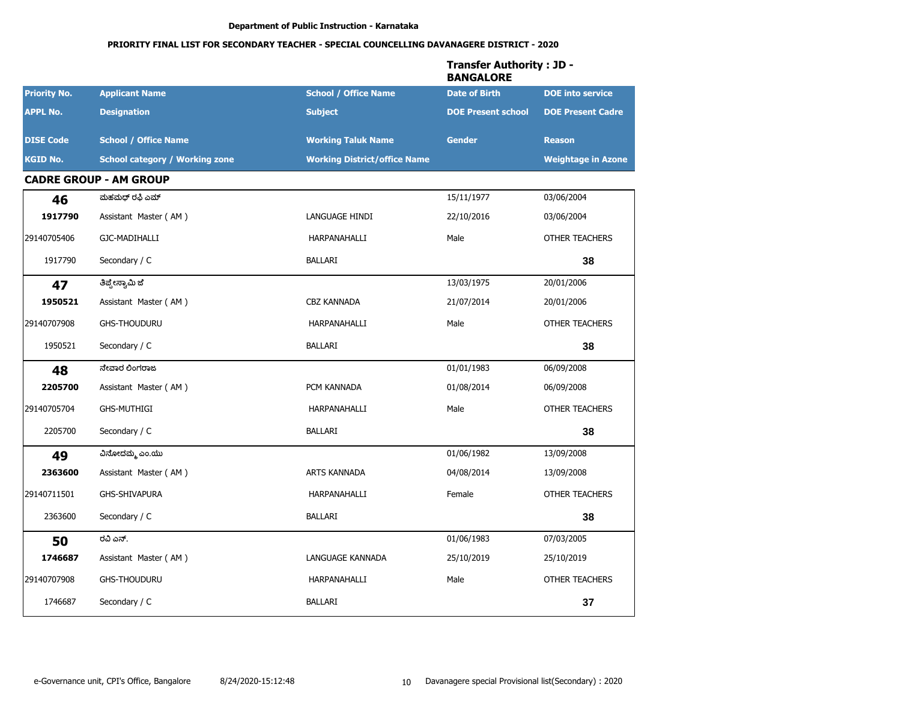**Department of Public Instruction - Karnataka**

**PRIORITY FINAL LIST FOR SECONDARY TEACHER - SPECIAL COUNCELLING DAVANAGERE DISTRICT - 2020**

**Transfer Authority : JD - BANGALORE**

| Priority No. / APPL No. / DISE Code / KGID No. | Applicant Name / Designation / School / Office Name / School category / Working zone | School / Office Name / Subject / Working Taluk Name / Working District/office Name | Date of Birth / DOE Present school / Gender | DOE into service / DOE Present Cadre / Reason / Weightage in Azone |
|---|---|---|---|---|

**CADRE GROUP - AM GROUP**

| Priority No. / APPL No. / DISE Code / KGID No. | Applicant Name / Designation / School / Office Name / School category / Working zone | School / Office Name / Subject / Working Taluk Name / Working District/office Name | Date of Birth / DOE Present school / Gender | DOE into service / DOE Present Cadre / Reason / Weightage in Azone |
|---|---|---|---|---|
| **46** | ಮಹಮಧ್ ರಫಿ ಎಮ್ | | 15/11/1977 | 03/06/2004 |
| **1917790** | Assistant Master ( AM ) | LANGUAGE HINDI | 22/10/2016 | 03/06/2004 |
| 29140705406 | GJC-MADIHALLI | HARPANAHALLI | Male | OTHER TEACHERS |
| 1917790 | Secondary / C | BALLARI | | **38** |
| **47** | ತಿಪ್ಪೇಸ್ವಾಮಿ ಜೆ | | 13/03/1975 | 20/01/2006 |
| **1950521** | Assistant Master ( AM ) | CBZ KANNADA | 21/07/2014 | 20/01/2006 |
| 29140707908 | GHS-THOUDURU | HARPANAHALLI | Male | OTHER TEACHERS |
| 1950521 | Secondary / C | BALLARI | | **38** |
| **48** | ನೇವಾರ ಲಿಂಗರಾಜ | | 01/01/1983 | 06/09/2008 |
| **2205700** | Assistant Master ( AM ) | PCM KANNADA | 01/08/2014 | 06/09/2008 |
| 29140705704 | GHS-MUTHIGI | HARPANAHALLI | Male | OTHER TEACHERS |
| 2205700 | Secondary / C | BALLARI | | **38** |
| **49** | ವಿನೋದಮ್ಮ ಎಂ.ಯು | | 01/06/1982 | 13/09/2008 |
| **2363600** | Assistant Master ( AM ) | ARTS KANNADA | 04/08/2014 | 13/09/2008 |
| 29140711501 | GHS-SHIVAPURA | HARPANAHALLI | Female | OTHER TEACHERS |
| 2363600 | Secondary / C | BALLARI | | **38** |
| **50** | ರವಿ ಎನ್. | | 01/06/1983 | 07/03/2005 |
| **1746687** | Assistant Master ( AM ) | LANGUAGE KANNADA | 25/10/2019 | 25/10/2019 |
| 29140707908 | GHS-THOUDURU | HARPANAHALLI | Male | OTHER TEACHERS |
| 1746687 | Secondary / C | BALLARI | | **37** |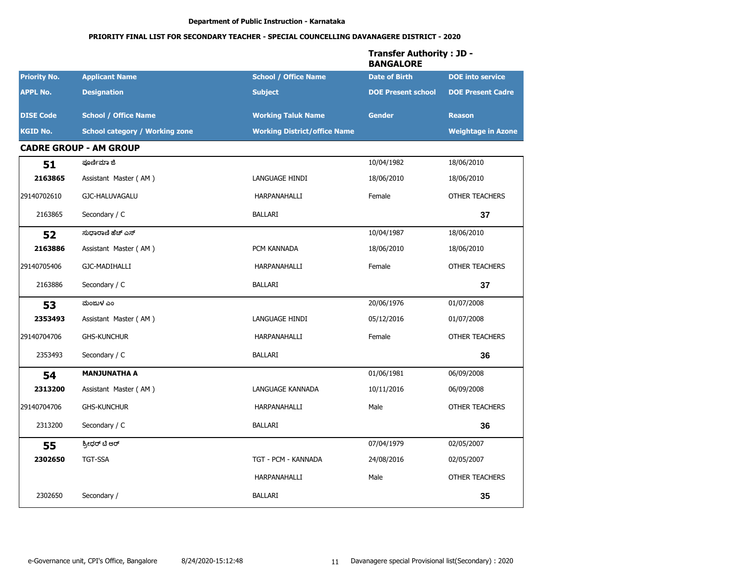Department of Public Instruction - Karnataka

**PRIORITY FINAL LIST FOR SECONDARY TEACHER - SPECIAL COUNCELLING DAVANAGERE DISTRICT - 2020**

**Transfer Authority : JD - BANGALORE**

| Priority No. / APPL No. / DISE Code / KGID No. | Applicant Name / Designation / School / Office Name / School category / Working zone | School / Office Name / Subject / Working Taluk Name / Working District/office Name | Date of Birth / DOE Present school / Gender | DOE into service / DOE Present Cadre / Reason / Weightage in Azone |
|---|---|---|---|---|

**CADRE GROUP - AM GROUP**

| Priority No. | Applicant Name | School / Office Name | Date of Birth | DOE into service |
|---|---|---|---|---|
| APPL No. | Designation | Subject | DOE Present school | DOE Present Cadre |
| DISE Code | School / Office Name | Working Taluk Name | Gender | Reason |
| KGID No. | School category / Working zone | Working District/office Name | | Weightage in Azone |
| **51** | ಪೂರ್ಣಿಮಾ ಜಿ | | 10/04/1982 | 18/06/2010 |
| **2163865** | Assistant Master ( AM ) | LANGUAGE HINDI | 18/06/2010 | 18/06/2010 |
| 29140702610 | GJC-HALUVAGALU | HARPANAHALLI | Female | OTHER TEACHERS |
| 2163865 | Secondary / C | BALLARI | | **37** |
| **52** | ಸುಧಾರಾಣಿ ಹೆಚ್ ಎಸ್ | | 10/04/1987 | 18/06/2010 |
| **2163886** | Assistant Master ( AM ) | PCM KANNADA | 18/06/2010 | 18/06/2010 |
| 29140705406 | GJC-MADIHALLI | HARPANAHALLI | Female | OTHER TEACHERS |
| 2163886 | Secondary / C | BALLARI | | **37** |
| **53** | ಮಂಜುಳ ಎಂ | | 20/06/1976 | 01/07/2008 |
| **2353493** | Assistant Master ( AM ) | LANGUAGE HINDI | 05/12/2016 | 01/07/2008 |
| 29140704706 | GHS-KUNCHUR | HARPANAHALLI | Female | OTHER TEACHERS |
| 2353493 | Secondary / C | BALLARI | | **36** |
| **54** | **MANJUNATHA A** | | 01/06/1981 | 06/09/2008 |
| **2313200** | Assistant Master ( AM ) | LANGUAGE KANNADA | 10/11/2016 | 06/09/2008 |
| 29140704706 | GHS-KUNCHUR | HARPANAHALLI | Male | OTHER TEACHERS |
| 2313200 | Secondary / C | BALLARI | | **36** |
| **55** | ಶ್ರೀಧರ್ ಟಿ ಆರ್ | | 07/04/1979 | 02/05/2007 |
| **2302650** | TGT-SSA | TGT - PCM - KANNADA | 24/08/2016 | 02/05/2007 |
| | | HARPANAHALLI | Male | OTHER TEACHERS |
| 2302650 | Secondary / | BALLARI | | **35** |

e-Governance unit, CPI's Office, Bangalore 8/24/2020-15:12:48 Davanagere special Provisional list(Secondary) : 2020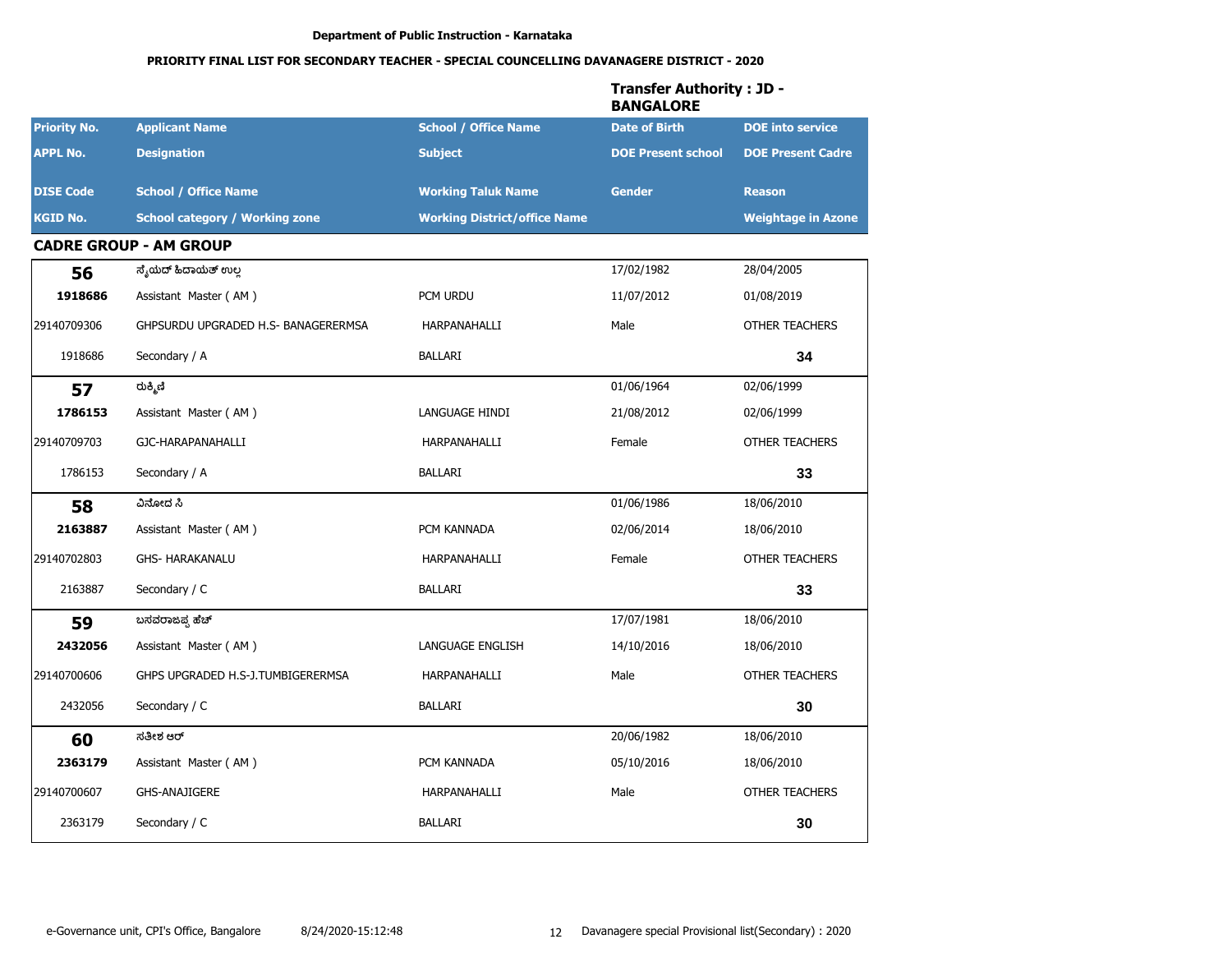**Department of Public Instruction - Karnataka**

**PRIORITY FINAL LIST FOR SECONDARY TEACHER - SPECIAL COUNCELLING DAVANAGERE DISTRICT - 2020**

**Transfer Authority : JD - BANGALORE**

| Priority No. / APPL No. / DISE Code / KGID No. | Applicant Name / Designation / School / Office Name / School category / Working zone | School / Office Name / Subject / Working Taluk Name / Working District/office Name | Date of Birth / DOE Present school / Gender | DOE into service / DOE Present Cadre / Reason / Weightage in Azone |
|---|---|---|---|---|

## CADRE GROUP - AM GROUP

| Priority No. | Applicant Name | School / Office Name | Date of Birth | DOE into service |
|---|---|---|---|---|
| **56** | ಸೈಯದ್ ಹಿದಾಯತ್ ಉಲ್ಲ | | 17/02/1982 | 28/04/2005 |
| **1918686** | Assistant Master ( AM ) | PCM URDU | 11/07/2012 | 01/08/2019 |
| 29140709306 | GHPSURDU UPGRADED H.S- BANAGERERMSA | HARPANAHALLI | Male | OTHER TEACHERS |
| 1918686 | Secondary / A | BALLARI | | **34** |
| **57** | ರುಕ್ಮಿಣಿ | | 01/06/1964 | 02/06/1999 |
| **1786153** | Assistant Master ( AM ) | LANGUAGE HINDI | 21/08/2012 | 02/06/1999 |
| 29140709703 | GJC-HARAPANAHALLI | HARPANAHALLI | Female | OTHER TEACHERS |
| 1786153 | Secondary / A | BALLARI | | **33** |
| **58** | ವಿನೋದ ಸಿ | | 01/06/1986 | 18/06/2010 |
| **2163887** | Assistant Master ( AM ) | PCM KANNADA | 02/06/2014 | 18/06/2010 |
| 29140702803 | GHS- HARAKANALU | HARPANAHALLI | Female | OTHER TEACHERS |
| 2163887 | Secondary / C | BALLARI | | **33** |
| **59** | ಬಸವರಾಜಪ್ಪ ಹೆಚ್ | | 17/07/1981 | 18/06/2010 |
| **2432056** | Assistant Master ( AM ) | LANGUAGE ENGLISH | 14/10/2016 | 18/06/2010 |
| 29140700606 | GHPS UPGRADED H.S-J.TUMBIGERERMSA | HARPANAHALLI | Male | OTHER TEACHERS |
| 2432056 | Secondary / C | BALLARI | | **30** |
| **60** | ಸತೀಶ ಆರ್ | | 20/06/1982 | 18/06/2010 |
| **2363179** | Assistant Master ( AM ) | PCM KANNADA | 05/10/2016 | 18/06/2010 |
| 29140700607 | GHS-ANAJIGERE | HARPANAHALLI | Male | OTHER TEACHERS |
| 2363179 | Secondary / C | BALLARI | | **30** |

e-Governance unit, CPI's Office, Bangalore 8/24/2020-15:12:48 Davanagere special Provisional list(Secondary) : 2020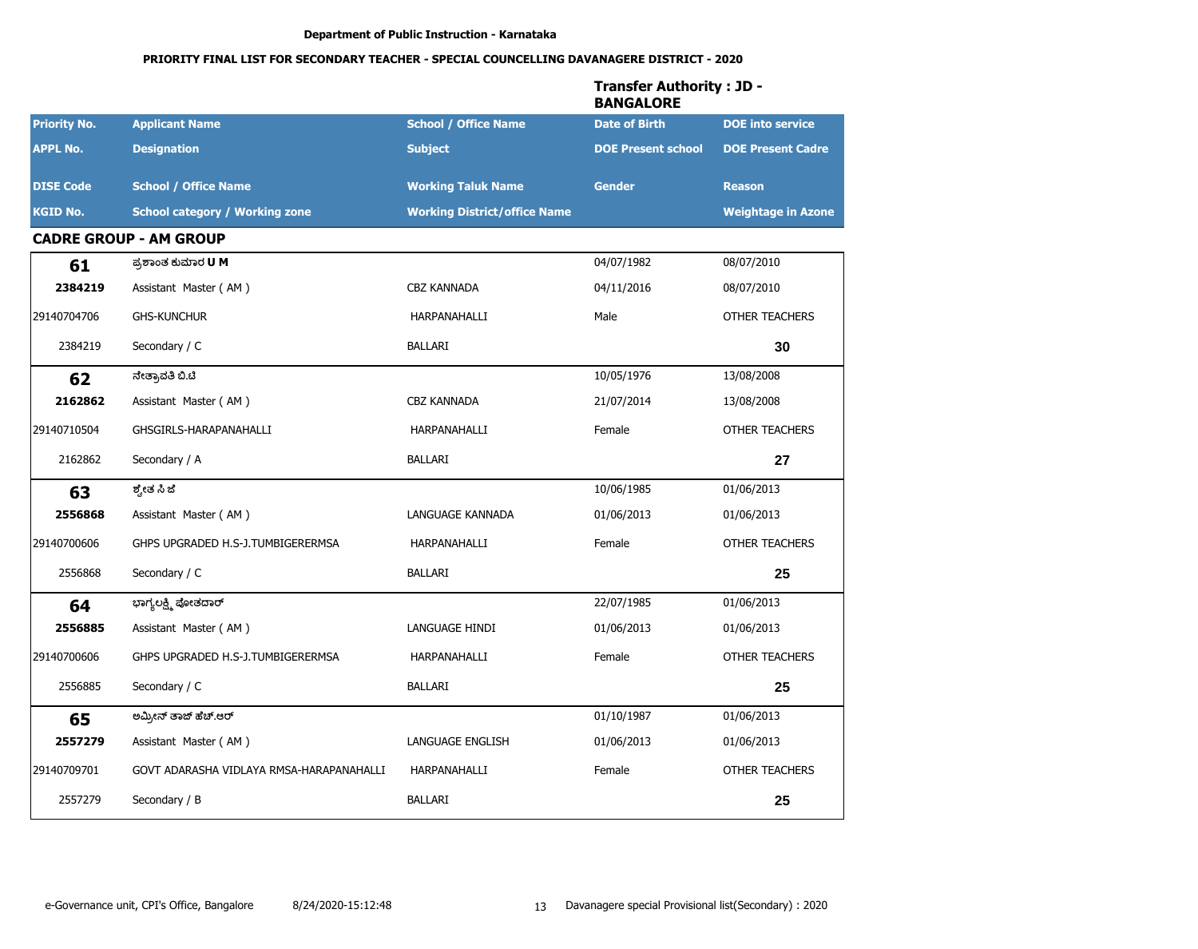**Department of Public Instruction - Karnataka**

**PRIORITY FINAL LIST FOR SECONDARY TEACHER - SPECIAL COUNCELLING DAVANAGERE DISTRICT - 2020**

**Transfer Authority : JD - BANGALORE**

| Priority No. | Applicant Name | School / Office Name | Date of Birth | DOE into service |
|---|---|---|---|---|
| APPL No. | Designation | Subject | DOE Present school | DOE Present Cadre |
| DISE Code | School / Office Name | Working Taluk Name | Gender | Reason |
| KGID No. | School category / Working zone | Working District/office Name | | Weightage in Azone |

**CADRE GROUP - AM GROUP**

| Priority No. | Applicant Name | School / Office Name | Date of Birth | DOE into service |
|---|---|---|---|---|
| **61** | ಪ್ರಶಾಂತ ಕುಮಾರ **U M** | | 04/07/1982 | 08/07/2010 |
| **2384219** | Assistant Master ( AM ) | CBZ KANNADA | 04/11/2016 | 08/07/2010 |
| 29140704706 | GHS-KUNCHUR | HARPANAHALLI | Male | OTHER TEACHERS |
| 2384219 | Secondary / C | BALLARI | | **30** |
| **62** | ನೇತ್ರಾವತಿ ಬಿ.ಟಿ | | 10/05/1976 | 13/08/2008 |
| **2162862** | Assistant Master ( AM ) | CBZ KANNADA | 21/07/2014 | 13/08/2008 |
| 29140710504 | GHSGIRLS-HARAPANAHALLI | HARPANAHALLI | Female | OTHER TEACHERS |
| 2162862 | Secondary / A | BALLARI | | **27** |
| **63** | ಶ್ವೇತ ಸಿ ಜೆ | | 10/06/1985 | 01/06/2013 |
| **2556868** | Assistant Master ( AM ) | LANGUAGE KANNADA | 01/06/2013 | 01/06/2013 |
| 29140700606 | GHPS UPGRADED H.S-J.TUMBIGERERMSA | HARPANAHALLI | Female | OTHER TEACHERS |
| 2556868 | Secondary / C | BALLARI | | **25** |
| **64** | ಭಾಗ್ಯಲಕ್ಷ್ಮಿ ಪೋತದಾರ್ | | 22/07/1985 | 01/06/2013 |
| **2556885** | Assistant Master ( AM ) | LANGUAGE HINDI | 01/06/2013 | 01/06/2013 |
| 29140700606 | GHPS UPGRADED H.S-J.TUMBIGERERMSA | HARPANAHALLI | Female | OTHER TEACHERS |
| 2556885 | Secondary / C | BALLARI | | **25** |
| **65** | ಅಮ್ರೀನ್ ತಾಜ್ ಹೆಚ್.ಆರ್ | | 01/10/1987 | 01/06/2013 |
| **2557279** | Assistant Master ( AM ) | LANGUAGE ENGLISH | 01/06/2013 | 01/06/2013 |
| 29140709701 | GOVT ADARASHA VIDLAYA RMSA-HARAPANAHALLI | HARPANAHALLI | Female | OTHER TEACHERS |
| 2557279 | Secondary / B | BALLARI | | **25** |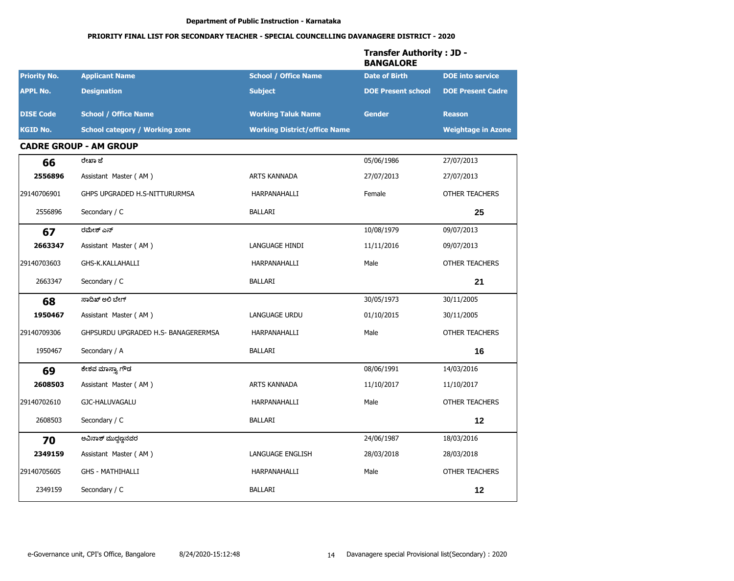Department of Public Instruction - Karnataka

**PRIORITY FINAL LIST FOR SECONDARY TEACHER - SPECIAL COUNCELLING DAVANAGERE DISTRICT - 2020**

**Transfer Authority : JD - BANGALORE**

| Priority No. / APPL No. / DISE Code / KGID No. | Applicant Name / Designation / School / Office Name / School category / Working zone | School / Office Name / Subject / Working Taluk Name / Working District/office Name | Date of Birth / DOE Present school / Gender | DOE into service / DOE Present Cadre / Reason / Weightage in Azone |
|---|---|---|---|---|

**CADRE GROUP - AM GROUP**

| Priority No. | Applicant Name | School / Office Name | Date of Birth | DOE into service |
|---|---|---|---|---|
| APPL No. | Designation | Subject | DOE Present school | DOE Present Cadre |
| DISE Code | School / Office Name | Working Taluk Name | Gender | Reason |
| KGID No. | School category / Working zone | Working District/office Name | | Weightage in Azone |
| **66** | ರೇಖಾ ಜಿ | | 05/06/1986 | 27/07/2013 |
| **2556896** | Assistant Master ( AM ) | ARTS KANNADA | 27/07/2013 | 27/07/2013 |
| 29140706901 | GHPS UPGRADED H.S-NITTURURMSA | HARPANAHALLI | Female | OTHER TEACHERS |
| 2556896 | Secondary / C | BALLARI | | **25** |
| **67** | ರಮೇಶ್ ಎನ್ | | 10/08/1979 | 09/07/2013 |
| **2663347** | Assistant Master ( AM ) | LANGUAGE HINDI | 11/11/2016 | 09/07/2013 |
| 29140703603 | GHS-K.KALLAHALLI | HARPANAHALLI | Male | OTHER TEACHERS |
| 2663347 | Secondary / C | BALLARI | | **21** |
| **68** | ಸಾದಿಖ್ ಅಲಿ ಬೇಗ್ | | 30/05/1973 | 30/11/2005 |
| **1950467** | Assistant Master ( AM ) | LANGUAGE URDU | 01/10/2015 | 30/11/2005 |
| 29140709306 | GHPSURDU UPGRADED H.S- BANAGERERMSA | HARPANAHALLI | Male | OTHER TEACHERS |
| 1950467 | Secondary / A | BALLARI | | **16** |
| **69** | ಕೇಶವ ಮಾಸ್ತ್ಯಾ ಗೌಡ | | 08/06/1991 | 14/03/2016 |
| **2608503** | Assistant Master ( AM ) | ARTS KANNADA | 11/10/2017 | 11/10/2017 |
| 29140702610 | GJC-HALUVAGALU | HARPANAHALLI | Male | OTHER TEACHERS |
| 2608503 | Secondary / C | BALLARI | | **12** |
| **70** | ಅವಿನಾಶ್ ಮುದ್ದಣ್ಣನವರ | | 24/06/1987 | 18/03/2016 |
| **2349159** | Assistant Master ( AM ) | LANGUAGE ENGLISH | 28/03/2018 | 28/03/2018 |
| 29140705605 | GHS - MATHIHALLI | HARPANAHALLI | Male | OTHER TEACHERS |
| 2349159 | Secondary / C | BALLARI | | **12** |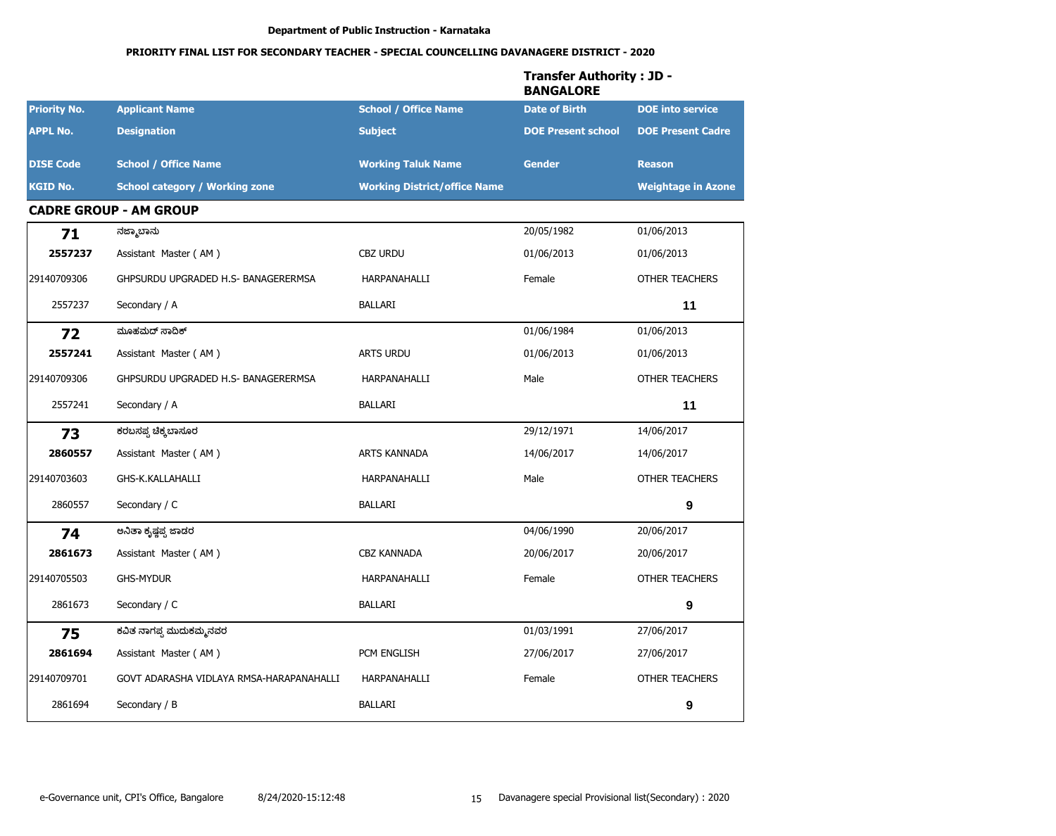Department of Public Instruction - Karnataka

**PRIORITY FINAL LIST FOR SECONDARY TEACHER - SPECIAL COUNCELLING DAVANAGERE DISTRICT - 2020**

**Transfer Authority : JD - BANGALORE**

| Priority No. | Applicant Name | School / Office Name | Date of Birth | DOE into service |
|---|---|---|---|---|
| **APPL No.** | **Designation** | **Subject** | **DOE Present school** | **DOE Present Cadre** |
| **DISE Code** | **School / Office Name** | **Working Taluk Name** | **Gender** | **Reason** |
| **KGID No.** | **School category / Working zone** | **Working District/office Name** | | **Weightage in Azone** |

## CADRE GROUP - AM GROUP

| Priority No. | Applicant Name | School / Office Name | Date of Birth | DOE into service |
|---|---|---|---|---|
| **71** | ನಜ್ಮಾಬಾನು | | 20/05/1982 | 01/06/2013 |
| **2557237** | Assistant Master ( AM ) | CBZ URDU | 01/06/2013 | 01/06/2013 |
| 29140709306 | GHPSURDU UPGRADED H.S- BANAGERERMSA | HARPANAHALLI | Female | OTHER TEACHERS |
| 2557237 | Secondary / A | BALLARI | | **11** |
| **72** | ಮೂಹಮದ್ ಸಾದಿಕ್ | | 01/06/1984 | 01/06/2013 |
| **2557241** | Assistant Master ( AM ) | ARTS URDU | 01/06/2013 | 01/06/2013 |
| 29140709306 | GHPSURDU UPGRADED H.S- BANAGERERMSA | HARPANAHALLI | Male | OTHER TEACHERS |
| 2557241 | Secondary / A | BALLARI | | **11** |
| **73** | ಕರಬಸಪ್ಪ ಚಿಕ್ಕಬಾಸೂರ | | 29/12/1971 | 14/06/2017 |
| **2860557** | Assistant Master ( AM ) | ARTS KANNADA | 14/06/2017 | 14/06/2017 |
| 29140703603 | GHS-K.KALLAHALLI | HARPANAHALLI | Male | OTHER TEACHERS |
| 2860557 | Secondary / C | BALLARI | | **9** |
| **74** | ಅನಿತಾ ಕೃಷ್ಣಪ್ಪ ಜಾಡರ | | 04/06/1990 | 20/06/2017 |
| **2861673** | Assistant Master ( AM ) | CBZ KANNADA | 20/06/2017 | 20/06/2017 |
| 29140705503 | GHS-MYDUR | HARPANAHALLI | Female | OTHER TEACHERS |
| 2861673 | Secondary / C | BALLARI | | **9** |
| **75** | ಕವಿತ ನಾಗಪ್ಪ ಮುದುಕಮ್ಮನವರ | | 01/03/1991 | 27/06/2017 |
| **2861694** | Assistant Master ( AM ) | PCM ENGLISH | 27/06/2017 | 27/06/2017 |
| 29140709701 | GOVT ADARASHA VIDLAYA RMSA-HARAPANAHALLI | HARPANAHALLI | Female | OTHER TEACHERS |
| 2861694 | Secondary / B | BALLARI | | **9** |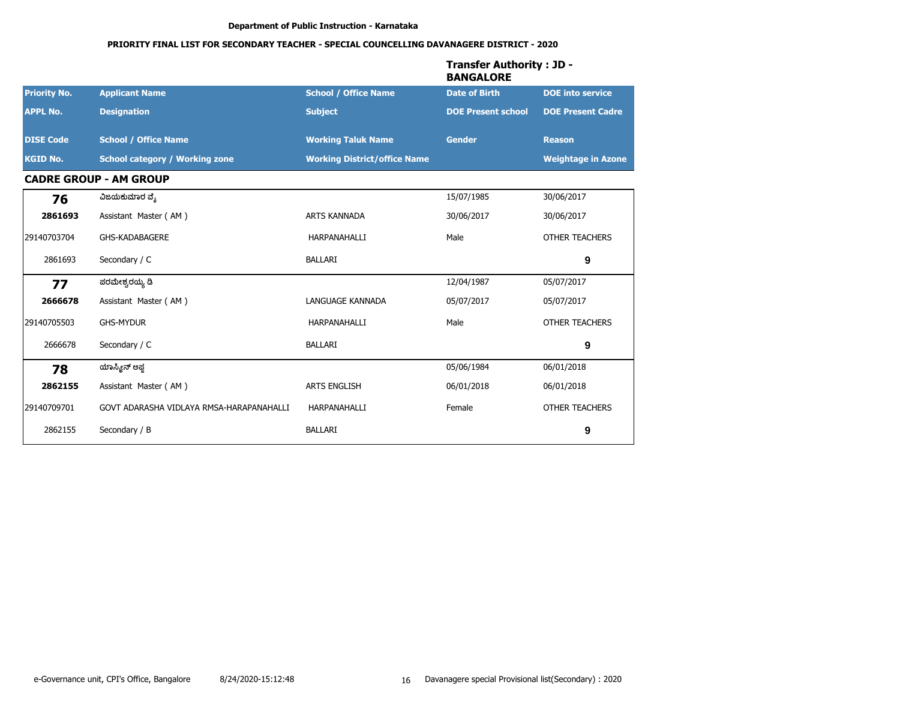Department of Public Instruction - Karnataka

**PRIORITY FINAL LIST FOR SECONDARY TEACHER - SPECIAL COUNCELLING DAVANAGERE DISTRICT - 2020**

**Transfer Authority : JD - BANGALORE**

| Priority No. | Applicant Name | School / Office Name | Date of Birth | DOE into service |
|---|---|---|---|---|
| **APPL No.** | **Designation** | **Subject** | **DOE Present school** | **DOE Present Cadre** |
| **DISE Code** | **School / Office Name** | **Working Taluk Name** | **Gender** | **Reason** |
| **KGID No.** | **School category / Working zone** | **Working District/office Name** | | **Weightage in Azone** |
| **CADRE GROUP - AM GROUP** | | | | |
| **76** | ವಿಜಯಕುಮಾರ ವೈ | | 15/07/1985 | 30/06/2017 |
| **2861693** | Assistant Master ( AM ) | ARTS KANNADA | 30/06/2017 | 30/06/2017 |
| 29140703704 | GHS-KADABAGERE | HARPANAHALLI | Male | OTHER TEACHERS |
| 2861693 | Secondary / C | BALLARI | | **9** |
| **77** | ಪರಮೇಶ್ವರಯ್ಯ ಡಿ | | 12/04/1987 | 05/07/2017 |
| **2666678** | Assistant Master ( AM ) | LANGUAGE KANNADA | 05/07/2017 | 05/07/2017 |
| 29140705503 | GHS-MYDUR | HARPANAHALLI | Male | OTHER TEACHERS |
| 2666678 | Secondary / C | BALLARI | | **9** |
| **78** | ಯಾಸ್ಮೀನ್ ಅಫ್ಜ | | 05/06/1984 | 06/01/2018 |
| **2862155** | Assistant Master ( AM ) | ARTS ENGLISH | 06/01/2018 | 06/01/2018 |
| 29140709701 | GOVT ADARASHA VIDLAYA RMSA-HARAPANAHALLI | HARPANAHALLI | Female | OTHER TEACHERS |
| 2862155 | Secondary / B | BALLARI | | **9** |

e-Governance unit, CPI's Office, Bangalore 8/24/2020-15:12:48 Davanagere special Provisional list(Secondary) : 2020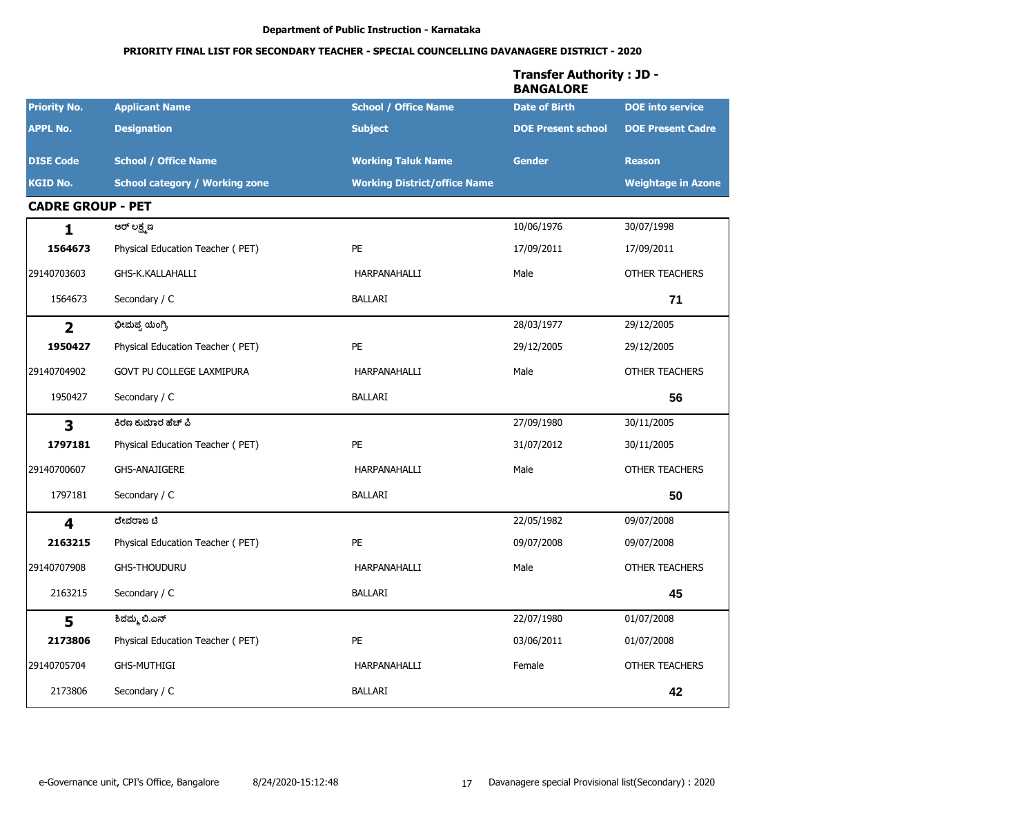Department of Public Instruction - Karnataka

**PRIORITY FINAL LIST FOR SECONDARY TEACHER - SPECIAL COUNCELLING DAVANAGERE DISTRICT - 2020**

**Transfer Authority : JD - BANGALORE**

| Priority No. / APPL No. / DISE Code / KGID No. | Applicant Name / Designation / School / Office Name / School category / Working zone | School / Office Name / Subject / Working Taluk Name / Working District/office Name | Date of Birth / DOE Present school / Gender | DOE into service / DOE Present Cadre / Reason / Weightage in Azone |
|---|---|---|---|---|

## CADRE GROUP - PET

| Priority No. | Applicant Name | School / Office Name | Date of Birth | DOE into service |
|---|---|---|---|---|
| APPL No. | Designation | Subject | DOE Present school | DOE Present Cadre |
| DISE Code | School / Office Name | Working Taluk Name | Gender | Reason |
| KGID No. | School category / Working zone | Working District/office Name | | Weightage in Azone |
| **1** | ಆರ್ ಲಕ್ಷ್ಮಣ | | 10/06/1976 | 30/07/1998 |
| **1564673** | Physical Education Teacher ( PET) | PE | 17/09/2011 | 17/09/2011 |
| 29140703603 | GHS-K.KALLAHALLI | HARPANAHALLI | Male | OTHER TEACHERS |
| 1564673 | Secondary / C | BALLARI | | **71** |
| **2** | ಭೀಮಪ್ಪ ಯಂಗ್ರಿ | | 28/03/1977 | 29/12/2005 |
| **1950427** | Physical Education Teacher ( PET) | PE | 29/12/2005 | 29/12/2005 |
| 29140704902 | GOVT PU COLLEGE LAXMIPURA | HARPANAHALLI | Male | OTHER TEACHERS |
| 1950427 | Secondary / C | BALLARI | | **56** |
| **3** | ಕಿರಣ ಕುಮಾರ ಹೆಚ್ ಪಿ | | 27/09/1980 | 30/11/2005 |
| **1797181** | Physical Education Teacher ( PET) | PE | 31/07/2012 | 30/11/2005 |
| 29140700607 | GHS-ANAJIGERE | HARPANAHALLI | Male | OTHER TEACHERS |
| 1797181 | Secondary / C | BALLARI | | **50** |
| **4** | ದೇವರಾಜ ಟಿ | | 22/05/1982 | 09/07/2008 |
| **2163215** | Physical Education Teacher ( PET) | PE | 09/07/2008 | 09/07/2008 |
| 29140707908 | GHS-THOUDURU | HARPANAHALLI | Male | OTHER TEACHERS |
| 2163215 | Secondary / C | BALLARI | | **45** |
| **5** | ಶಿವಮ್ಮ ಬಿ.ಎನ್ | | 22/07/1980 | 01/07/2008 |
| **2173806** | Physical Education Teacher ( PET) | PE | 03/06/2011 | 01/07/2008 |
| 29140705704 | GHS-MUTHIGI | HARPANAHALLI | Female | OTHER TEACHERS |
| 2173806 | Secondary / C | BALLARI | | **42** |

e-Governance unit, CPI's Office, Bangalore    8/24/2020-15:12:48    Davanagere special Provisional list(Secondary) : 2020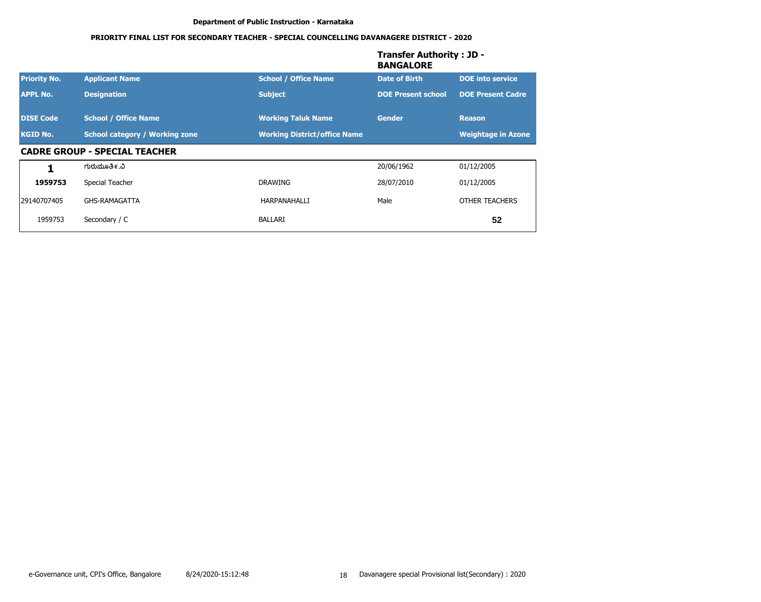**Department of Public Instruction - Karnataka**

**PRIORITY FINAL LIST FOR SECONDARY TEACHER - SPECIAL COUNCELLING DAVANAGERE DISTRICT - 2020**

**Transfer Authority : JD - BANGALORE**

| Priority No. | Applicant Name | School / Office Name | Date of Birth | DOE into service |
|---|---|---|---|---|
| **APPL No.** | **Designation** | **Subject** | **DOE Present school** | **DOE Present Cadre** |
| **DISE Code** | **School / Office Name** | **Working Taluk Name** | **Gender** | **Reason** |
| **KGID No.** | **School category / Working zone** | **Working District/office Name** | | **Weightage in Azone** |

## CADRE GROUP - SPECIAL TEACHER

| | | | | |
|---|---|---|---|---|
| **1** | ಗುರುಮೂರ್ತಿ.ವಿ | | 20/06/1962 | 01/12/2005 |
| **1959753** | Special Teacher | DRAWING | 28/07/2010 | 01/12/2005 |
| 29140707405 | GHS-RAMAGATTA | HARPANAHALLI | Male | OTHER TEACHERS |
| 1959753 | Secondary / C | BALLARI | | **52** |

e-Governance unit, CPI's Office, Bangalore 8/24/2020-15:12:48 Davanagere special Provisional list(Secondary) : 2020